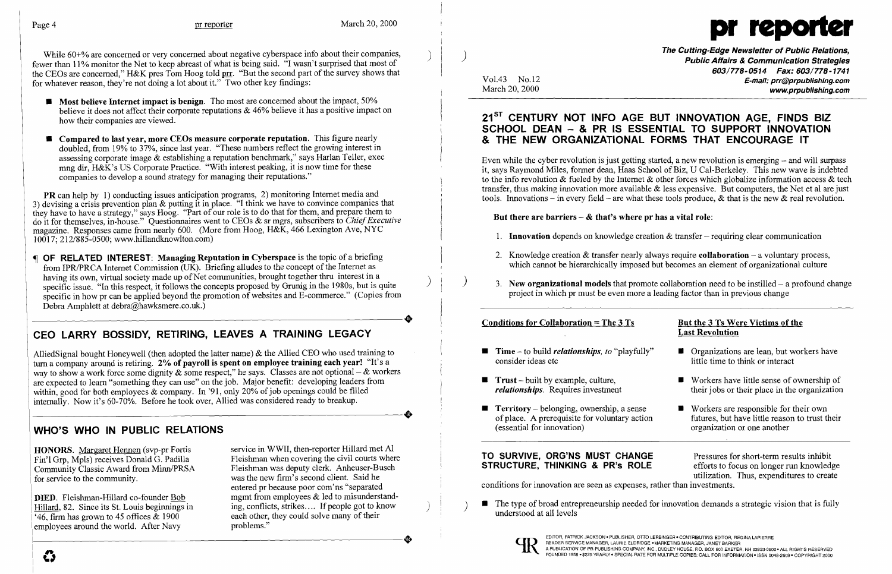While 60+% are concerned or very concerned about negative cyberspace info about their companies, fewer than 11% monitor the Net to keep abreast of what is being said. "I wasn't surprised that most of the CEOs are concerned," H&K pres Tom Hoog told prr. "But the second part of the survey shows that for whatever reason, they're not doing a lot about it." Two other key findings:

- **Most believe Internet impact is benign**. Tho most are concerned about the impact, 50% believe it does not affect their corporate reputations & 46% believe it has a positive impact on how their companies are viewed.
- **Compared to last year, more CEOs measure corporate reputation**. This figure nearly doubled, from 19% to 37%, since last year. "These numbers reflect the growing interest in assessing corporate image & establishing a reputation benchmark," says Harlan Teller, exec mng dir, H&K's US Corporate Practice. "With interest peaking, it is now time for these companies to develop a sound strategy for managing their reputations."

**PR** can help by 1) conducting issues anticipation programs, 2) monitoring Internet media and 3) devising a crisis prevention plan & putting it in place. "I think we have to convince companies that they have to have a strategy," says Hoog. "Part of our role is to do that for them, and prepare them to do it for themselves, in-house." Questionnaires went to CEOs & sr mgrs, subscribers to *Chief Executive* magazine. Responses came from nearly 600. (More from Hoog, H&K, 466 Lexington Ave, NYC 10017; 212/885-0500; www.hillandknowlton.com)

¶ **OF RELATED INTEREST**: **Managing Reputation in Cyberspace** is the topic of a briefing from IPR/PRCA Internet Commission (UK). Briefing alludes to the concept of the Internet as having its own, virtual society made up of Net communities, brought together thru interest in a specific issue. "In this respect, it follows the concepts proposed by Grunig in the 1980s, but is quite specific in how pr can be applied beyond the promotion of websites and E-commerce." (Copies from Debra Amphlett at debra@hawksmere.co.uk.)

## CEO LARRY BOSSIDY, RETIRING, LEAVES A TRAINING LEGACY

AlliedSignal bought Honeywell (then adopted the latter name) & the Allied CEO who used training to turn a company around is retiring. **2% of payroll is spent on employee training each year!** "It's a way to show a work force some dignity & some respect," he says. Classes are not optional – & workers are expected to learn "something they can use" on the job. Major benefit: developing leaders from within, good for both employees & company. In '91, only 20% of job openings could be filled internally. Now it's 60-70%. Before he took over, Allied was considered ready to breakup.

## WHO'S WHO IN PUBLIC RELATIONS

**HONORS**. Margaret Hennen (svp-pr Fortis Fin'l Grp, Mpls) receives Donald G. Padilla Community Classic Award from Minn/PRSA for service to the community.

**DIED**. Fleishman-Hillard co-founder Bob Hillard, 82. Since its St. Louis beginnings in '46, firm has grown to 45 offices & 1900 employees around the world. After Navy service in WWII, then-reporter Hillard met Al Fleishman when covering the civil courts where Fleishman was deputy clerk. Anheuser-Busch was the new firm's second client. Said he entered pr because poor com'ns "separated mgmt from employees & led to misunderstanding, conflicts, strikes…. If people got to know each other, they could solve many of their problems."

# pr reporter

**The Cutting-Edge Newsletter of Public Relations, Public Affairs & Communication Strategies**
603/778-0514 Fax: 603/778-1741
E-mail: prr@prpublishing.com
www.prpublishing.com

Vol.43 No.12
March 20, 2000

## 21ST CENTURY NOT INFO AGE BUT INNOVATION AGE, FINDS BIZ SCHOOL DEAN – & PR IS ESSENTIAL TO SUPPORT INNOVATION & THE NEW ORGANIZATIONAL FORMS THAT ENCOURAGE IT

Even while the cyber revolution is just getting started, a new revolution is emerging – and will surpass it, says Raymond Miles, former dean, Haas School of Biz, U Cal-Berkeley. This new wave is indebted to the info revolution & fueled by the Internet & other forces which globalize information access & tech transfer, thus making innovation more available & less expensive. But computers, the Net et al are just tools. Innovations – in every field – are what these tools produce, & that is the new & real revolution.

**But there are barriers – & that's where pr has a vital role**:

1. **Innovation** depends on knowledge creation & transfer – requiring clear communication
2. Knowledge creation & transfer nearly always require **collaboration** – a voluntary process, which cannot be hierarchically imposed but becomes an element of organizational culture
3. **New organizational models** that promote collaboration need to be instilled – a profound change project in which pr must be even more a leading factor than in previous change

| Conditions for Collaboration = The 3 Ts | But the 3 Ts Were Victims of the Last Revolution |
|---|---|
| **Time** – to build *relationships, to* "playfully" consider ideas etc | Organizations are lean, but workers have little time to think or interact |
| **Trust** – built by example, culture, *relationships*. Requires investment | Workers have little sense of ownership of their jobs or their place in the organization |
| **Territory** – belonging, ownership, a sense of place. A prerequisite for voluntary action (essential for innovation) | Workers are responsible for their own futures, but have little reason to trust their organization or one another |

### TO SURVIVE, ORG'NS MUST CHANGE STRUCTURE, THINKING & PR's ROLE

Pressures for short-term results inhibit efforts to focus on longer run knowledge utilization. Thus, expenditures to create conditions for innovation are seen as expenses, rather than investments.

- The type of broad entrepreneurship needed for innovation demands a strategic vision that is fully understood at all levels

EDITOR, PATRICK JACKSON • PUBLISHER, OTTO LERBINGER • CONTRIBUTING EDITOR, REGINA LAPIERRE
READER SERVICE MANAGER, LAURIE ELDRIDGE • MARKETING MANAGER, JANET BARKER
A PUBLICATION OF PR PUBLISHING COMPANY, INC., DUDLEY HOUSE, P.O. BOX 600 EXETER, NH 03833-0600 • ALL RIGHTS RESERVED
FOUNDED 1958 • $225 YEARLY • SPECIAL RATE FOR MULTIPLE COPIES: CALL FOR INFORMATION • ISSN 0048-2609 • COPYRIGHT 2000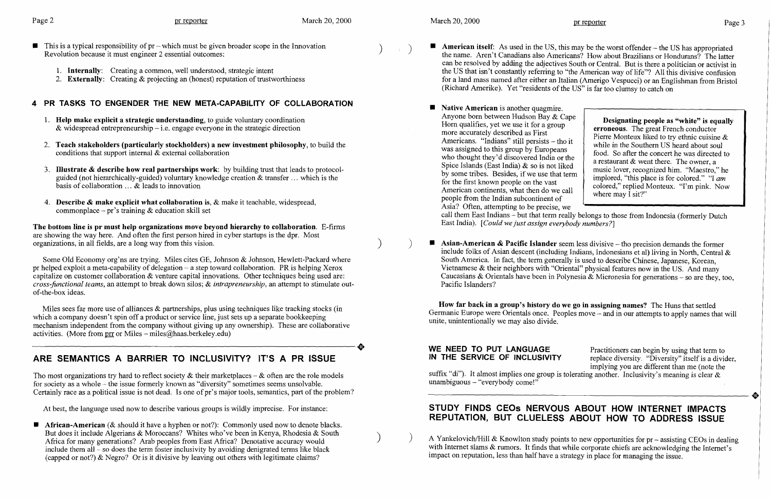- This is a typical responsibility of pr – which must be given broader scope in the Innovation Revolution because it must engineer 2 essential outcomes:

  1. **Internally**: Creating a common, well understood, strategic intent
  2. **Externally**: Creating & projecting an (honest) reputation of trustworthiness

## 4 PR TASKS TO ENGENDER THE NEW META-CAPABILITY OF COLLABORATION

1. **Help make explicit a strategic understanding**, to guide voluntary coordination & widespread entrepreneurship – i.e. engage everyone in the strategic direction

2. **Teach stakeholders (particularly stockholders) a new investment philosophy**, to build the conditions that support internal & external collaboration

3. **Illustrate & describe how real partnerships work**: by building trust that leads to protocol-guided (not hierarchically-guided) voluntary knowledge creation & transfer ... which is the basis of collaboration ... & leads to innovation

4. **Describe & make explicit what collaboration is**, & make it teachable, widespread, commonplace – pr's training & education skill set

**The bottom line is pr must help organizations move beyond hierarchy to collaboration.** E-firms are showing the way here. And often the first person hired in cyber startups is the dpr. Most organizations, in all fields, are a long way from this vision.

Some Old Economy org'ns are trying. Miles cites GE, Johnson & Johnson, Hewlett-Packard where pr helped exploit a meta-capability of delegation – a step toward collaboration. PR is helping Xerox capitalize on customer collaboration & venture capital innovations. Other techniques being used are: *cross-functional teams*, an attempt to break down silos; & *intrapreneurship*, an attempt to stimulate out-of-the-box ideas.

Miles sees far more use of alliances & partnerships, plus using techniques like tracking stocks (in which a company doesn't spin off a product or service line, just sets up a separate bookkeeping mechanism independent from the company without giving up any ownership). These are collaborative activities. (More from prr or Miles – miles@haas.berkeley.edu)

## ARE SEMANTICS A BARRIER TO INCLUSIVITY? IT'S A PR ISSUE

Tho most organizations try hard to reflect society & their marketplaces – & often are the role models for society as a whole – the issue formerly known as "diversity" sometimes seems unsolvable. Certainly race as a political issue is not dead. Is one of pr's major tools, semantics, part of the problem?

At best, the language used now to describe various groups is wildly imprecise. For instance:

- **African-American** (& should it have a hyphen or not?): Commonly used now to denote blacks. But does it include Algerians & Moroccans? Whites who've been in Kenya, Rhodesia & South Africa for many generations? Arab peoples from East Africa? Denotative accuracy would include them all – so does the term foster inclusivity by avoiding denigrated terms like black (capped or not?) & Negro? Or is it divisive by leaving out others with legitimate claims?

- **American itself**: As used in the US, this may be the worst offender – the US has appropriated the name. Aren't Canadians also Americans? How about Brazilians or Hondurans? The latter can be resolved by adding the adjectives South or Central. But is there a politician or activist in the US that isn't constantly referring to "the American way of life"? All this divisive confusion for a land mass named after either an Italian (Amerigo Vespucci) or an Englishman from Bristol (Richard Amerike). Yet "residents of the US" is far too clumsy to catch on

- **Native American** is another quagmire. Anyone born between Hudson Bay & Cape Horn qualifies, yet we use it for a group more accurately described as First Americans. "Indians" still persists – tho it was assigned to this group by Europeans who thought they'd discovered India or the Spice Islands (East India) & so is not liked by some tribes. Besides, if we use that term for the first known people on the vast American continents, what then do we call people from the Indian subcontinent of Asia? Often, attempting to be precise, we call them East Indians – but that term really belongs to those from Indonesia (formerly Dutch East India). *[Could we just assign everybody numbers?]*

> **Designating people as "white" is equally erroneous.** The great French conductor Pierre Monteux liked to try ethnic cuisine & while in the Southern US heard about soul food. So after the concert he was directed to a restaurant & went there. The owner, a music lover, recognized him. "Maestro," he implored, "this place is for colored." "I *am* colored," replied Monteux. "I'm pink. Now where may I sit?"

- **Asian-American & Pacific Islander** seem less divisive – tho precision demands the former include folks of Asian descent (including Indians, Indonesians et al) living in North, Central & South America. In fact, the term generally is used to describe Chinese, Japanese, Korean, Vietnamese & their neighbors with "Oriental" physical features now in the US. And many Caucasians & Orientals have been in Polynesia & Micronesia for generations – so are they, too, Pacific Islanders?

**How far back in a group's history do we go in assigning names?** The Huns that settled Germanic Europe were Orientals once. Peoples move – and in our attempts to apply names that will unite, unintentionally we may also divide.

**WE NEED TO PUT LANGUAGE IN THE SERVICE OF INCLUSIVITY** Practitioners can begin by using that term to replace diversity. "Diversity" itself is a divider, implying you are different than me (note the suffix "di"). It almost implies one group is tolerating another. Inclusivity's meaning is clear & unambiguous – "everybody come!"

## STUDY FINDS CEOs NERVOUS ABOUT HOW INTERNET IMPACTS REPUTATION, BUT CLUELESS ABOUT HOW TO ADDRESS ISSUE

A Yankelovich/Hill & Knowlton study points to new opportunities for pr – assisting CEOs in dealing with Internet slams & rumors. It finds that while corporate chiefs are acknowledging the Internet's impact on reputation, less than half have a strategy in place for managing the issue.